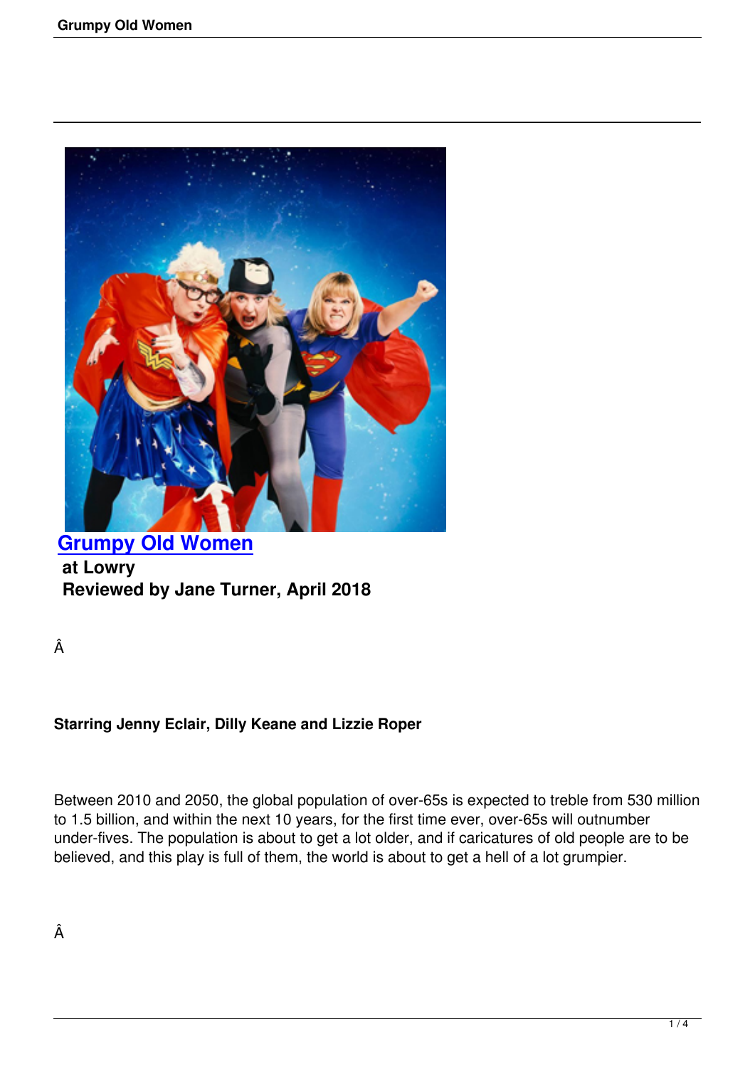# [Grumpy Old Women]

**at Lowry**

**Reviewed by Jane Turner, April 2018**

Â

**Starring Jenny Eclair, Dilly Keane and Lizzie Roper**

Between 2010 and 2050, the global population of over-65s is expected to treble from 530 million to 1.5 billion, and within the next 10 years, for the first time ever, over-65s will outnumber under-fives. The population is about to get a lot older, and if caricatures of old people are to be believed, and this play is full of them, the world is about to get a hell of a lot grumpier.

Â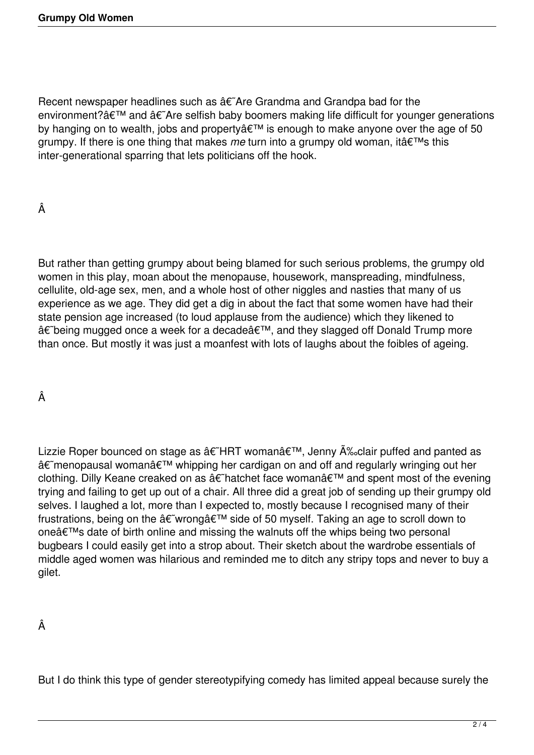Recent newspaper headlines such as 'Are Grandma and Grandpa bad for the environment?' and 'Are selfish baby boomers making life difficult for younger generations by hanging on to wealth, jobs and property' is enough to make anyone over the age of 50 grumpy. If there is one thing that makes *me* turn into a grumpy old woman, it's this inter-generational sparring that lets politicians off the hook.

But rather than getting grumpy about being blamed for such serious problems, the grumpy old women in this play, moan about the menopause, housework, manspreading, mindfulness, cellulite, old-age sex, men, and a whole host of other niggles and nasties that many of us experience as we age. They did get a dig in about the fact that some women have had their state pension age increased (to loud applause from the audience) which they likened to 'being mugged once a week for a decade', and they slagged off Donald Trump more than once. But mostly it was just a moanfest with lots of laughs about the foibles of ageing.

Lizzie Roper bounced on stage as 'HRT woman', Jenny Éclair puffed and panted as 'menopausal woman' whipping her cardigan on and off and regularly wringing out her clothing. Dilly Keane creaked on as 'hatchet face woman' and spent most of the evening trying and failing to get up out of a chair. All three did a great job of sending up their grumpy old selves. I laughed a lot, more than I expected to, mostly because I recognised many of their frustrations, being on the 'wrong' side of 50 myself. Taking an age to scroll down to one's date of birth online and missing the walnuts off the whips being two personal bugbears I could easily get into a strop about. Their sketch about the wardrobe essentials of middle aged women was hilarious and reminded me to ditch any stripy tops and never to buy a gilet.

But I do think this type of gender stereotypifying comedy has limited appeal because surely the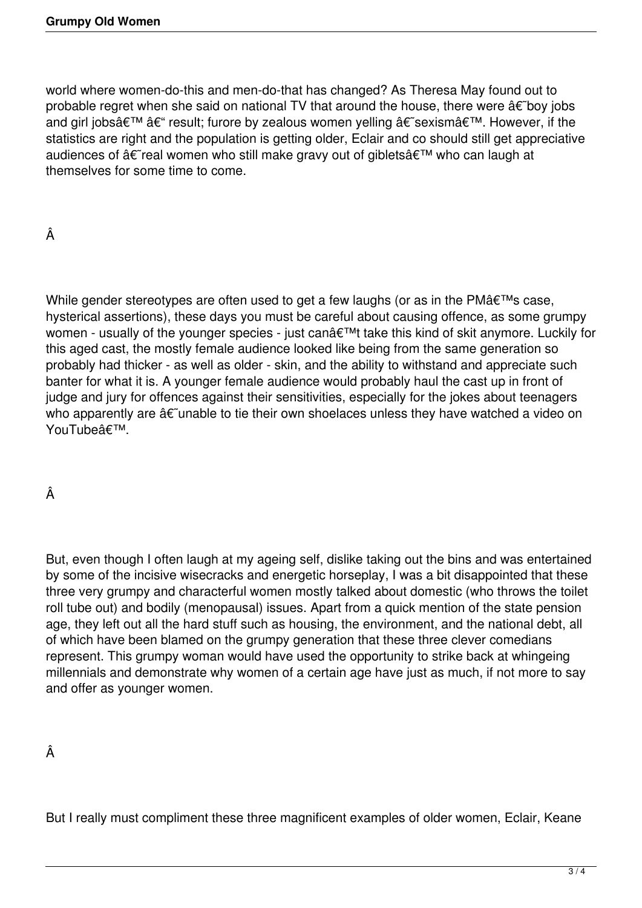world where women-do-this and men-do-that has changed? As Theresa May found out to probable regret when she said on national TV that around the house, there were â€˜boy jobs and girl jobsâ€™ â€“ result; furore by zealous women yelling â€˜sexismâ€™. However, if the statistics are right and the population is getting older, Eclair and co should still get appreciative audiences of â€˜real women who still make gravy out of gibletsâ€™ who can laugh at themselves for some time to come.

Â

While gender stereotypes are often used to get a few laughs (or as in the PMâ€™s case, hysterical assertions), these days you must be careful about causing offence, as some grumpy women - usually of the younger species - just canâ€™t take this kind of skit anymore. Luckily for this aged cast, the mostly female audience looked like being from the same generation so probably had thicker - as well as older - skin, and the ability to withstand and appreciate such banter for what it is. A younger female audience would probably haul the cast up in front of judge and jury for offences against their sensitivities, especially for the jokes about teenagers who apparently are â€˜unable to tie their own shoelaces unless they have watched a video on YouTubeâ€™.

Â

But, even though I often laugh at my ageing self, dislike taking out the bins and was entertained by some of the incisive wisecracks and energetic horseplay, I was a bit disappointed that these three very grumpy and characterful women mostly talked about domestic (who throws the toilet roll tube out) and bodily (menopausal) issues. Apart from a quick mention of the state pension age, they left out all the hard stuff such as housing, the environment, and the national debt, all of which have been blamed on the grumpy generation that these three clever comedians represent. This grumpy woman would have used the opportunity to strike back at whingeing millennials and demonstrate why women of a certain age have just as much, if not more to say and offer as younger women.

Â

But I really must compliment these three magnificent examples of older women, Eclair, Keane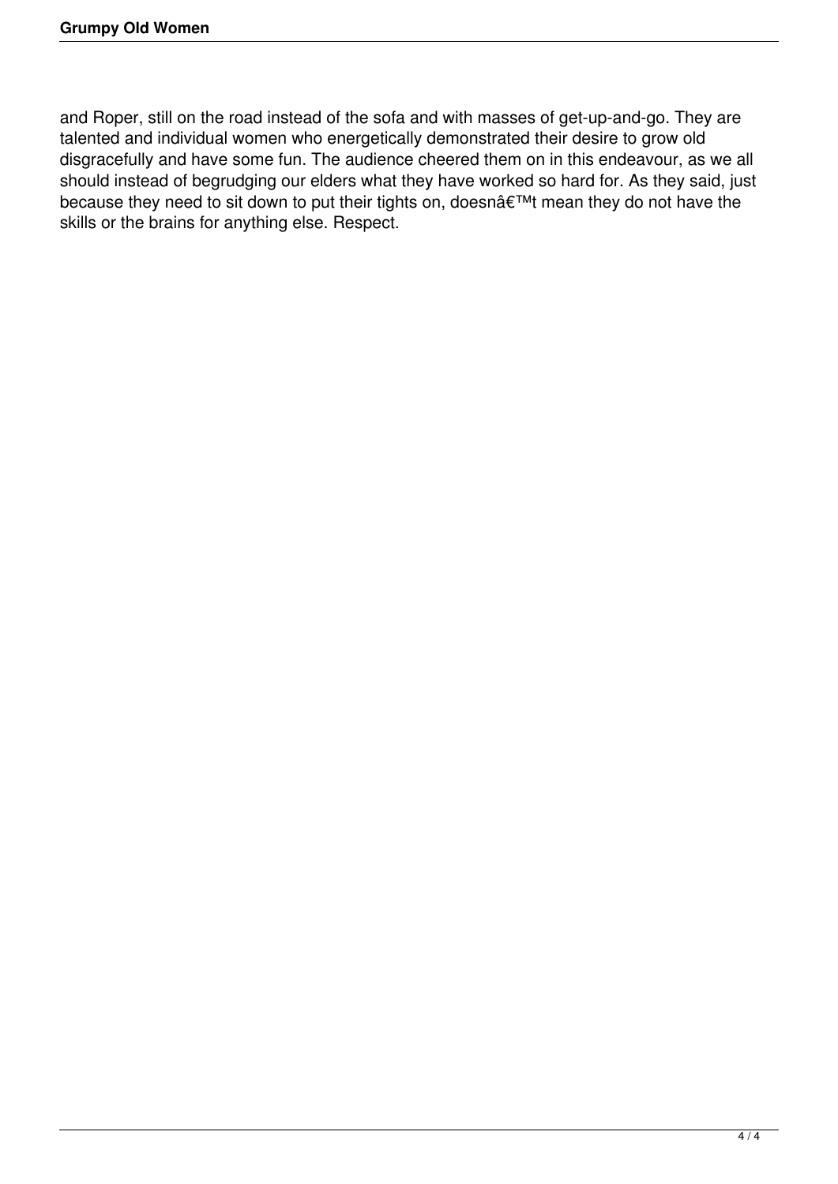and Roper, still on the road instead of the sofa and with masses of get-up-and-go. They are talented and individual women who energetically demonstrated their desire to grow old disgracefully and have some fun. The audience cheered them on in this endeavour, as we all should instead of begrudging our elders what they have worked so hard for. As they said, just because they need to sit down to put their tights on, doesnâ€™t mean they do not have the skills or the brains for anything else. Respect.